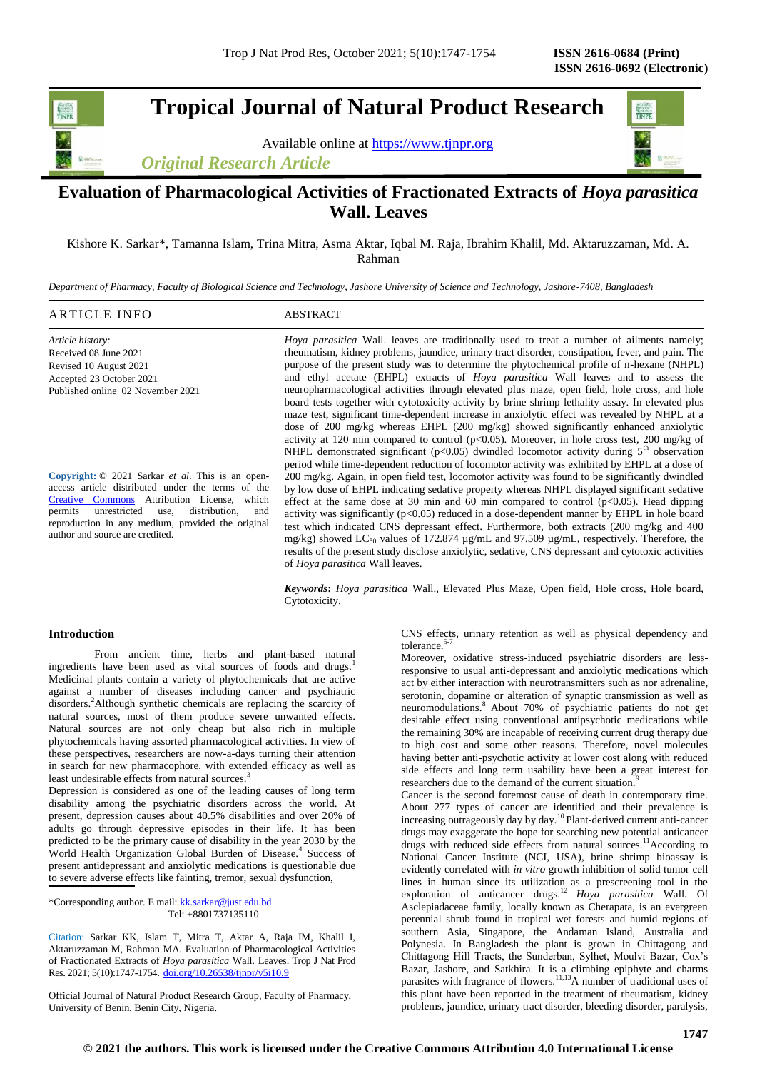# Tropical Journal of Natural Product Research

Available online at https://www.tjnpr.org

*Original Research Article*

# Evaluation of Pharmacological Activities of Fractionated Extracts of *Hoya parasitica* Wall. Leaves

Kishore K. Sarkar*, Tamanna Islam, Trina Mitra, Asma Aktar, Iqbal M. Raja, Ibrahim Khalil, Md. Aktaruzzaman, Md. A. Rahman

*Department of Pharmacy, Faculty of Biological Science and Technology, Jashore University of Science and Technology, Jashore-7408, Bangladesh*

## ARTICLE INFO

*Article history:*
Received 08 June 2021
Revised 10 August 2021
Accepted 23 October 2021
Published online 02 November 2021

**Copyright:** © 2021 Sarkar *et al*. This is an open-access article distributed under the terms of the Creative Commons Attribution License, which permits unrestricted use, distribution, and reproduction in any medium, provided the original author and source are credited.

## ABSTRACT

*Hoya parasitica* Wall. leaves are traditionally used to treat a number of ailments namely; rheumatism, kidney problems, jaundice, urinary tract disorder, constipation, fever, and pain. The purpose of the present study was to determine the phytochemical profile of n-hexane (NHPL) and ethyl acetate (EHPL) extracts of *Hoya parasitica* Wall leaves and to assess the neuropharmacological activities through elevated plus maze, open field, hole cross, and hole board tests together with cytotoxicity activity by brine shrimp lethality assay. In elevated plus maze test, significant time-dependent increase in anxiolytic effect was revealed by NHPL at a dose of 200 mg/kg whereas EHPL (200 mg/kg) showed significantly enhanced anxiolytic activity at 120 min compared to control ($p<0.05$). Moreover, in hole cross test, 200 mg/kg of NHPL demonstrated significant ($p<0.05$) dwindled locomotor activity during 5$^{th}$ observation period while time-dependent reduction of locomotor activity was exhibited by EHPL at a dose of 200 mg/kg. Again, in open field test, locomotor activity was found to be significantly dwindled by low dose of EHPL indicating sedative property whereas NHPL displayed significant sedative effect at the same dose at 30 min and 60 min compared to control ($p<0.05$). Head dipping activity was significantly ($p<0.05$) reduced in a dose-dependent manner by EHPL in hole board test which indicated CNS depressant effect. Furthermore, both extracts (200 mg/kg and 400 mg/kg) showed $LC_{50}$ values of 172.874 µg/mL and 97.509 µg/mL, respectively. Therefore, the results of the present study disclose anxiolytic, sedative, CNS depressant and cytotoxic activities of *Hoya parasitica* Wall leaves.

***Keywords*:** *Hoya parasitica* Wall., Elevated Plus Maze, Open field, Hole cross, Hole board, Cytotoxicity.

## Introduction

From ancient time, herbs and plant-based natural ingredients have been used as vital sources of foods and drugs.[1] Medicinal plants contain a variety of phytochemicals that are active against a number of diseases including cancer and psychiatric disorders.[2] Although synthetic chemicals are replacing the scarcity of natural sources, most of them produce severe unwanted effects. Natural sources are not only cheap but also rich in multiple phytochemicals having assorted pharmacological activities. In view of these perspectives, researchers are now-a-days turning their attention in search for new pharmacophore, with extended efficacy as well as least undesirable effects from natural sources.[3]

Depression is considered as one of the leading causes of long term disability among the psychiatric disorders across the world. At present, depression causes about 40.5% disabilities and over 20% of adults go through depressive episodes in their life. It has been predicted to be the primary cause of disability in the year 2030 by the World Health Organization Global Burden of Disease.[4] Success of present antidepressant and anxiolytic medications is questionable due to severe adverse effects like fainting, tremor, sexual dysfunction, CNS effects, urinary retention as well as physical dependency and tolerance.[5-7]

Moreover, oxidative stress-induced psychiatric disorders are less-responsive to usual anti-depressant and anxiolytic medications which act by either interaction with neurotransmitters such as nor adrenaline, serotonin, dopamine or alteration of synaptic transmission as well as neuromodulations.[8] About 70% of psychiatric patients do not get desirable effect using conventional antipsychotic medications while the remaining 30% are incapable of receiving current drug therapy due to high cost and some other reasons. Therefore, novel molecules having better anti-psychotic activity at lower cost along with reduced side effects and long term usability have been a great interest for researchers due to the demand of the current situation.[9]

Cancer is the second foremost cause of death in contemporary time. About 277 types of cancer are identified and their prevalence is increasing outrageously day by day.[10] Plant-derived current anti-cancer drugs may exaggerate the hope for searching new potential anticancer drugs with reduced side effects from natural sources.[11] According to National Cancer Institute (NCI, USA), brine shrimp bioassay is evidently correlated with *in vitro* growth inhibition of solid tumor cell lines in human since its utilization as a prescreening tool in the exploration of anticancer drugs.[12] *Hoya parasitica* Wall. Of Asclepiadaceae family, locally known as Cherapata, is an evergreen perennial shrub found in tropical wet forests and humid regions of southern Asia, Singapore, the Andaman Island, Australia and Polynesia. In Bangladesh the plant is grown in Chittagong and Chittagong Hill Tracts, the Sunderban, Sylhet, Moulvi Bazar, Cox's Bazar, Jashore, and Satkhira. It is a climbing epiphyte and charms parasites with fragrance of flowers.[11,13] A number of traditional uses of this plant have been reported in the treatment of rheumatism, kidney problems, jaundice, urinary tract disorder, bleeding disorder, paralysis,

*Corresponding author. E mail: kk.sarkar@just.edu.bd
Tel: +8801737135110

Citation: Sarkar KK, Islam T, Mitra T, Aktar A, Raja IM, Khalil I, Aktaruzzaman M, Rahman MA. Evaluation of Pharmacological Activities of Fractionated Extracts of *Hoya parasitica* Wall. Leaves. Trop J Nat Prod Res. 2021; 5(10):1747-1754. doi.org/10.26538/tjnpr/v5i10.9

Official Journal of Natural Product Research Group, Faculty of Pharmacy, University of Benin, Benin City, Nigeria.

© 2021 the authors. This work is licensed under the Creative Commons Attribution 4.0 International License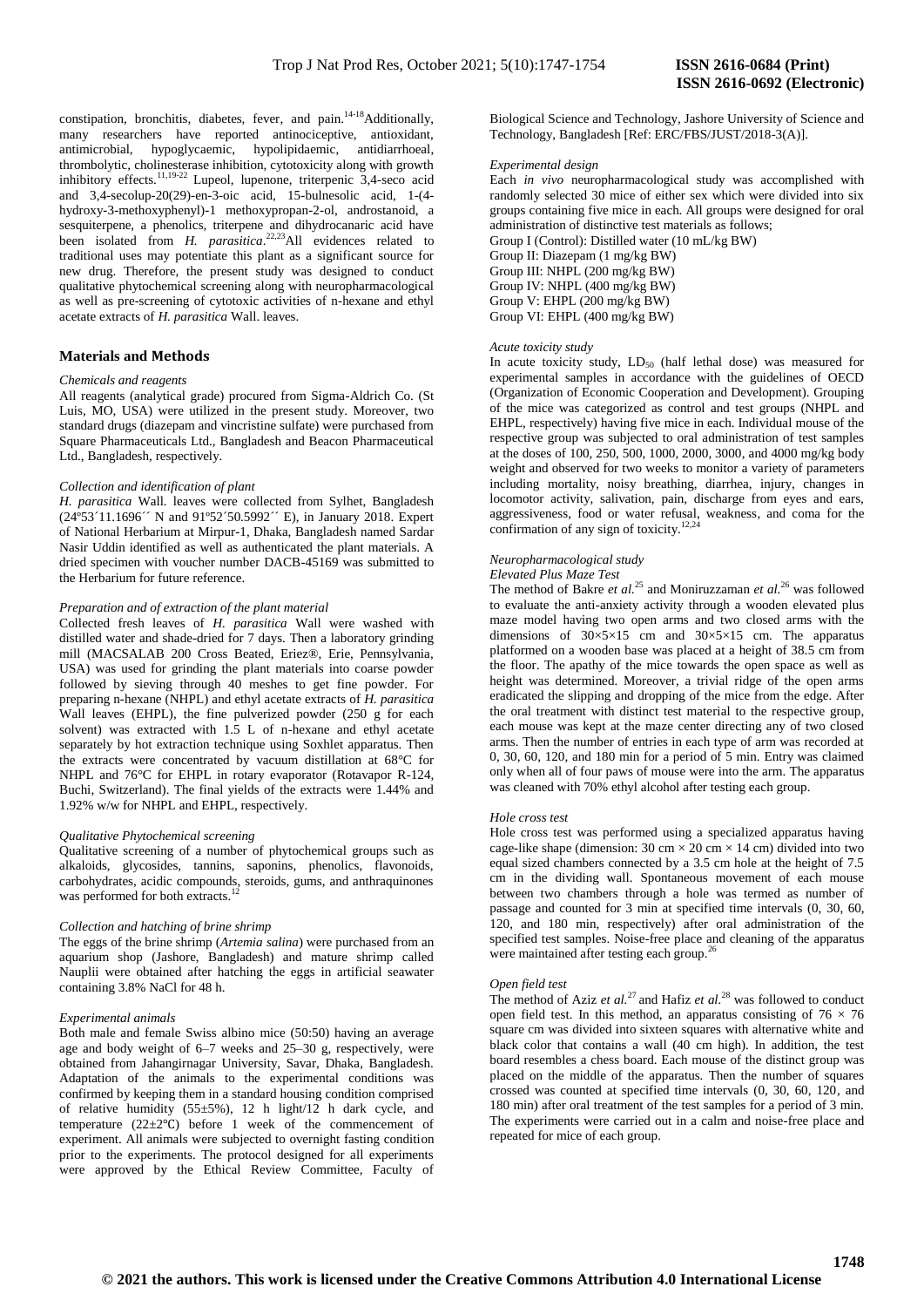constipation, bronchitis, diabetes, fever, and pain.[14-18] Additionally, many researchers have reported antinociceptive, antioxidant, antimicrobial, hypoglycaemic, hypolipidaemic, antidiarrhoeal, thrombolytic, cholinesterase inhibition, cytotoxicity along with growth inhibitory effects.[11,19-22] Lupeol, lupenone, triterpenic 3,4-seco acid and 3,4-secolup-20(29)-en-3-oic acid, 15-bulnesolic acid, 1-(4-hydroxy-3-methoxyphenyl)-1 methoxypropan-2-ol, androstanoid, a sesquiterpene, a phenolics, triterpene and dihydrocanaric acid have been isolated from *H. parasitica*.[22,23] All evidences related to traditional uses may potentiate this plant as a significant source for new drug. Therefore, the present study was designed to conduct qualitative phytochemical screening along with neuropharmacological as well as pre-screening of cytotoxic activities of n-hexane and ethyl acetate extracts of *H. parasitica* Wall. leaves.

## Materials and Methods

*Chemicals and reagents*

All reagents (analytical grade) procured from Sigma-Aldrich Co. (St Luis, MO, USA) were utilized in the present study. Moreover, two standard drugs (diazepam and vincristine sulfate) were purchased from Square Pharmaceuticals Ltd., Bangladesh and Beacon Pharmaceutical Ltd., Bangladesh, respectively.

*Collection and identification of plant*

*H. parasitica* Wall. leaves were collected from Sylhet, Bangladesh (24º53´11.1696´´ N and 91º52´50.5992´´ E), in January 2018. Expert of National Herbarium at Mirpur-1, Dhaka, Bangladesh named Sardar Nasir Uddin identified as well as authenticated the plant materials. A dried specimen with voucher number DACB-45169 was submitted to the Herbarium for future reference.

*Preparation and of extraction of the plant material*

Collected fresh leaves of *H. parasitica* Wall were washed with distilled water and shade-dried for 7 days. Then a laboratory grinding mill (MACSALAB 200 Cross Beated, Eriez®, Erie, Pennsylvania, USA) was used for grinding the plant materials into coarse powder followed by sieving through 40 meshes to get fine powder. For preparing n-hexane (NHPL) and ethyl acetate extracts of *H. parasitica* Wall leaves (EHPL), the fine pulverized powder (250 g for each solvent) was extracted with 1.5 L of n-hexane and ethyl acetate separately by hot extraction technique using Soxhlet apparatus. Then the extracts were concentrated by vacuum distillation at 68°C for NHPL and 76°C for EHPL in rotary evaporator (Rotavapor R-124, Buchi, Switzerland). The final yields of the extracts were 1.44% and 1.92% w/w for NHPL and EHPL, respectively.

*Qualitative Phytochemical screening*

Qualitative screening of a number of phytochemical groups such as alkaloids, glycosides, tannins, saponins, phenolics, flavonoids, carbohydrates, acidic compounds, steroids, gums, and anthraquinones was performed for both extracts.[12]

*Collection and hatching of brine shrimp*

The eggs of the brine shrimp (*Artemia salina*) were purchased from an aquarium shop (Jashore, Bangladesh) and mature shrimp called Nauplii were obtained after hatching the eggs in artificial seawater containing 3.8% NaCl for 48 h.

*Experimental animals*

Both male and female Swiss albino mice (50:50) having an average age and body weight of 6–7 weeks and 25–30 g, respectively, were obtained from Jahangirnagar University, Savar, Dhaka, Bangladesh. Adaptation of the animals to the experimental conditions was confirmed by keeping them in a standard housing condition comprised of relative humidity (55±5%), 12 h light/12 h dark cycle, and temperature (22±2°C) before 1 week of the commencement of experiment. All animals were subjected to overnight fasting condition prior to the experiments. The protocol designed for all experiments were approved by the Ethical Review Committee, Faculty of Biological Science and Technology, Jashore University of Science and Technology, Bangladesh [Ref: ERC/FBS/JUST/2018-3(A)].

*Experimental design*

Each *in vivo* neuropharmacological study was accomplished with randomly selected 30 mice of either sex which were divided into six groups containing five mice in each. All groups were designed for oral administration of distinctive test materials as follows;

Group I (Control): Distilled water (10 mL/kg BW)
Group II: Diazepam (1 mg/kg BW)
Group III: NHPL (200 mg/kg BW)
Group IV: NHPL (400 mg/kg BW)
Group V: EHPL (200 mg/kg BW)
Group VI: EHPL (400 mg/kg BW)

*Acute toxicity study*

In acute toxicity study, $LD_{50}$ (half lethal dose) was measured for experimental samples in accordance with the guidelines of OECD (Organization of Economic Cooperation and Development). Grouping of the mice was categorized as control and test groups (NHPL and EHPL, respectively) having five mice in each. Individual mouse of the respective group was subjected to oral administration of test samples at the doses of 100, 250, 500, 1000, 2000, 3000, and 4000 mg/kg body weight and observed for two weeks to monitor a variety of parameters including mortality, noisy breathing, diarrhea, injury, changes in locomotor activity, salivation, pain, discharge from eyes and ears, aggressiveness, food or water refusal, weakness, and coma for the confirmation of any sign of toxicity.[12,24]

*Neuropharmacological study*

*Elevated Plus Maze Test*

The method of Bakre *et al.*[25] and Moniruzzaman *et al.*[26] was followed to evaluate the anti-anxiety activity through a wooden elevated plus maze model having two open arms and two closed arms with the dimensions of 30×5×15 cm and 30×5×15 cm. The apparatus platformed on a wooden base was placed at a height of 38.5 cm from the floor. The apathy of the mice towards the open space as well as height was determined. Moreover, a trivial ridge of the open arms eradicated the slipping and dropping of the mice from the edge. After the oral treatment with distinct test material to the respective group, each mouse was kept at the maze center directing any of two closed arms. Then the number of entries in each type of arm was recorded at 0, 30, 60, 120, and 180 min for a period of 5 min. Entry was claimed only when all of four paws of mouse were into the arm. The apparatus was cleaned with 70% ethyl alcohol after testing each group.

*Hole cross test*

Hole cross test was performed using a specialized apparatus having cage-like shape (dimension: 30 cm × 20 cm × 14 cm) divided into two equal sized chambers connected by a 3.5 cm hole at the height of 7.5 cm in the dividing wall. Spontaneous movement of each mouse between two chambers through a hole was termed as number of passage and counted for 3 min at specified time intervals (0, 30, 60, 120, and 180 min, respectively) after oral administration of the specified test samples. Noise-free place and cleaning of the apparatus were maintained after testing each group.[26]

*Open field test*

The method of Aziz *et al.*[27] and Hafiz *et al.*[28] was followed to conduct open field test. In this method, an apparatus consisting of 76 × 76 square cm was divided into sixteen squares with alternative white and black color that contains a wall (40 cm high). In addition, the test board resembles a chess board. Each mouse of the distinct group was placed on the middle of the apparatus. Then the number of squares crossed was counted at specified time intervals (0, 30, 60, 120, and 180 min) after oral treatment of the test samples for a period of 3 min. The experiments were carried out in a calm and noise-free place and repeated for mice of each group.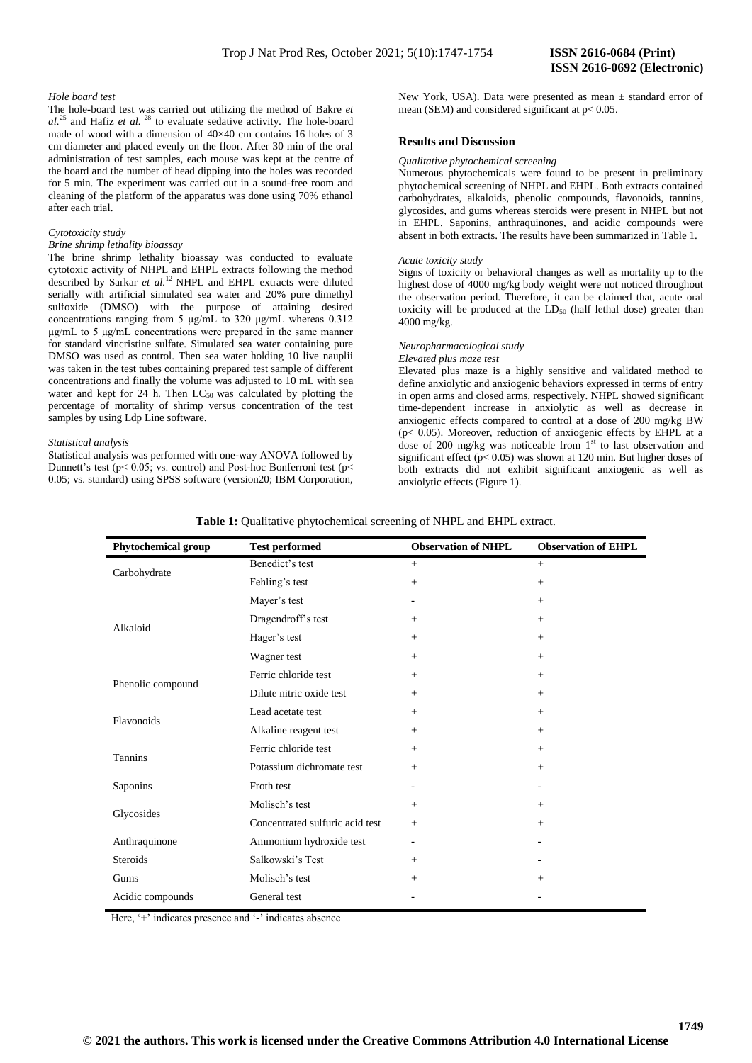*Hole board test*

The hole-board test was carried out utilizing the method of Bakre *et al.*[25] and Hafiz *et al.* [28] to evaluate sedative activity. The hole-board made of wood with a dimension of 40×40 cm contains 16 holes of 3 cm diameter and placed evenly on the floor. After 30 min of the oral administration of test samples, each mouse was kept at the centre of the board and the number of head dipping into the holes was recorded for 5 min. The experiment was carried out in a sound-free room and cleaning of the platform of the apparatus was done using 70% ethanol after each trial.

*Cytotoxicity study*

*Brine shrimp lethality bioassay*

The brine shrimp lethality bioassay was conducted to evaluate cytotoxic activity of NHPL and EHPL extracts following the method described by Sarkar *et al.*[12] NHPL and EHPL extracts were diluted serially with artificial simulated sea water and 20% pure dimethyl sulfoxide (DMSO) with the purpose of attaining desired concentrations ranging from 5 μg/mL to 320 μg/mL whereas 0.312 μg/mL to 5 μg/mL concentrations were prepared in the same manner for standard vincristine sulfate. Simulated sea water containing pure DMSO was used as control. Then sea water holding 10 live nauplii was taken in the test tubes containing prepared test sample of different concentrations and finally the volume was adjusted to 10 mL with sea water and kept for 24 h. Then $LC_{50}$ was calculated by plotting the percentage of mortality of shrimp versus concentration of the test samples by using Ldp Line software.

*Statistical analysis*

Statistical analysis was performed with one-way ANOVA followed by Dunnett's test ($p < 0.05$; vs. control) and Post-hoc Bonferroni test ($p < 0.05$; vs. standard) using SPSS software (version20; IBM Corporation, New York, USA). Data were presented as mean ± standard error of mean (SEM) and considered significant at $p < 0.05$.

## Results and Discussion

*Qualitative phytochemical screening*

Numerous phytochemicals were found to be present in preliminary phytochemical screening of NHPL and EHPL. Both extracts contained carbohydrates, alkaloids, phenolic compounds, flavonoids, tannins, glycosides, and gums whereas steroids were present in NHPL but not in EHPL. Saponins, anthraquinones, and acidic compounds were absent in both extracts. The results have been summarized in Table 1.

*Acute toxicity study*

Signs of toxicity or behavioral changes as well as mortality up to the highest dose of 4000 mg/kg body weight were not noticed throughout the observation period. Therefore, it can be claimed that, acute oral toxicity will be produced at the $LD_{50}$ (half lethal dose) greater than 4000 mg/kg.

*Neuropharmacological study*

*Elevated plus maze test*

Elevated plus maze is a highly sensitive and validated method to define anxiolytic and anxiogenic behaviors expressed in terms of entry in open arms and closed arms, respectively. NHPL showed significant time-dependent increase in anxiolytic as well as decrease in anxiogenic effects compared to control at a dose of 200 mg/kg BW ($p < 0.05$). Moreover, reduction of anxiogenic effects by EHPL at a dose of 200 mg/kg was noticeable from 1st to last observation and significant effect ($p < 0.05$) was shown at 120 min. But higher doses of both extracts did not exhibit significant anxiogenic as well as anxiolytic effects (Figure 1).

**Table 1:** Qualitative phytochemical screening of NHPL and EHPL extract.

| Phytochemical group | Test performed | Observation of NHPL | Observation of EHPL |
|---|---|---|---|
| Carbohydrate | Benedict's test | + | + |
| | Fehling's test | + | + |
| Alkaloid | Mayer's test | - | + |
| | Dragendroff's test | + | + |
| | Hager's test | + | + |
| | Wagner test | + | + |
| Phenolic compound | Ferric chloride test | + | + |
| | Dilute nitric oxide test | + | + |
| Flavonoids | Lead acetate test | + | + |
| | Alkaline reagent test | + | + |
| Tannins | Ferric chloride test | + | + |
| | Potassium dichromate test | + | + |
| Saponins | Froth test | - | - |
| Glycosides | Molisch's test | + | + |
| | Concentrated sulfuric acid test | + | + |
| Anthraquinone | Ammonium hydroxide test | - | - |
| Steroids | Salkowski's Test | + | - |
| Gums | Molisch's test | + | + |
| Acidic compounds | General test | - | - |

Here, '+' indicates presence and '-' indicates absence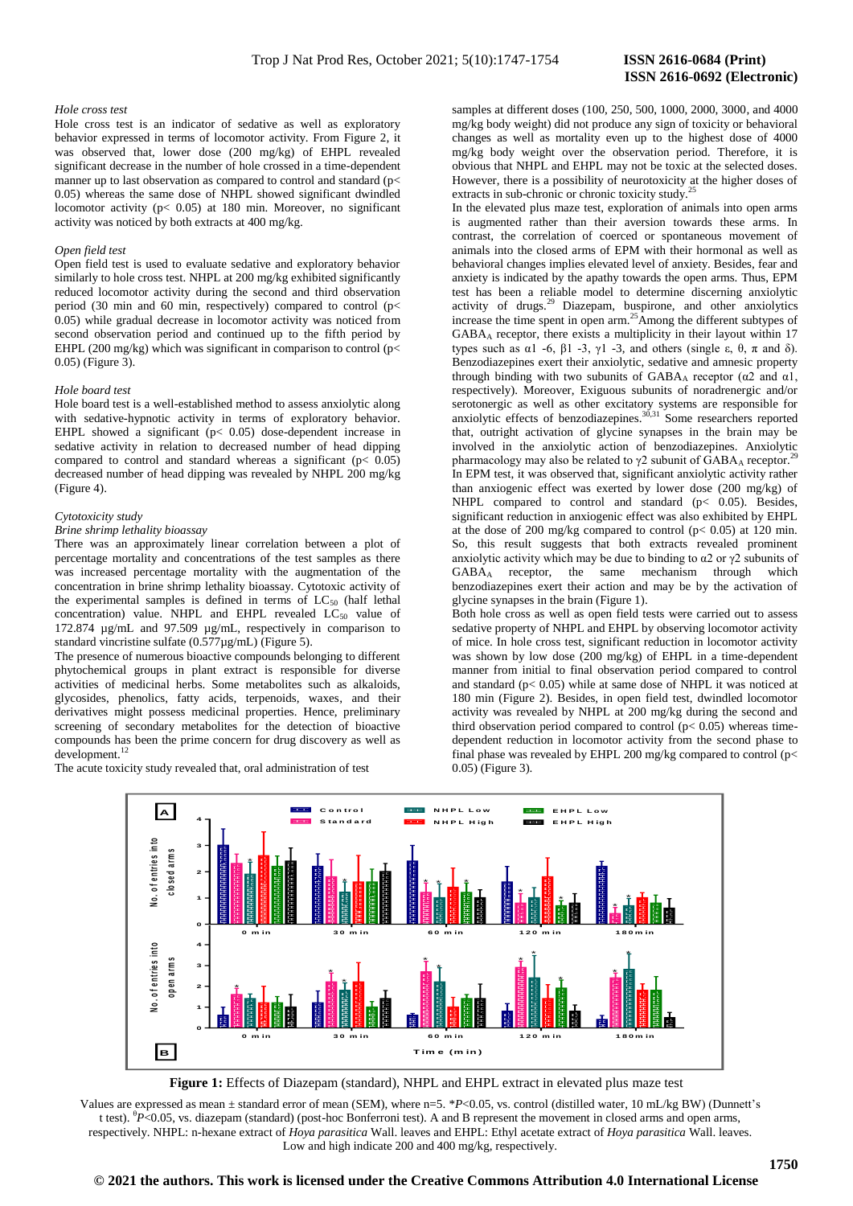### Hole cross test

Hole cross test is an indicator of sedative as well as exploratory behavior expressed in terms of locomotor activity. From Figure 2, it was observed that, lower dose (200 mg/kg) of EHPL revealed significant decrease in the number of hole crossed in a time-dependent manner up to last observation as compared to control and standard ($p< 0.05$) whereas the same dose of NHPL showed significant dwindled locomotor activity ($p< 0.05$) at 180 min. Moreover, no significant activity was noticed by both extracts at 400 mg/kg.

### Open field test

Open field test is used to evaluate sedative and exploratory behavior similarly to hole cross test. NHPL at 200 mg/kg exhibited significantly reduced locomotor activity during the second and third observation period (30 min and 60 min, respectively) compared to control ($p< 0.05$) while gradual decrease in locomotor activity was noticed from second observation period and continued up to the fifth period by EHPL (200 mg/kg) which was significant in comparison to control ($p< 0.05$) (Figure 3).

### Hole board test

Hole board test is a well-established method to assess anxiolytic along with sedative-hypnotic activity in terms of exploratory behavior. EHPL showed a significant ($p< 0.05$) dose-dependent increase in sedative activity in relation to decreased number of head dipping compared to control and standard whereas a significant ($p< 0.05$) decreased number of head dipping was revealed by NHPL 200 mg/kg (Figure 4).

### Cytotoxicity study

*Brine shrimp lethality bioassay*

There was an approximately linear correlation between a plot of percentage mortality and concentrations of the test samples as there was increased percentage mortality with the augmentation of the concentration in brine shrimp lethality bioassay. Cytotoxic activity of the experimental samples is defined in terms of $LC_{50}$ (half lethal concentration) value. NHPL and EHPL revealed $LC_{50}$ value of 172.874 µg/mL and 97.509 µg/mL, respectively in comparison to standard vincristine sulfate (0.577µg/mL) (Figure 5).

The presence of numerous bioactive compounds belonging to different phytochemical groups in plant extract is responsible for diverse activities of medicinal herbs. Some metabolites such as alkaloids, glycosides, phenolics, fatty acids, terpenoids, waxes, and their derivatives might possess medicinal properties. Hence, preliminary screening of secondary metabolites for the detection of bioactive compounds has been the prime concern for drug discovery as well as development.[12]

The acute toxicity study revealed that, oral administration of test samples at different doses (100, 250, 500, 1000, 2000, 3000, and 4000 mg/kg body weight) did not produce any sign of toxicity or behavioral changes as well as mortality even up to the highest dose of 4000 mg/kg body weight over the observation period. Therefore, it is obvious that NHPL and EHPL may not be toxic at the selected doses. However, there is a possibility of neurotoxicity at the higher doses of extracts in sub-chronic or chronic toxicity study.[25]

In the elevated plus maze test, exploration of animals into open arms is augmented rather than their aversion towards these arms. In contrast, the correlation of coerced or spontaneous movement of animals into the closed arms of EPM with their hormonal as well as behavioral changes implies elevated level of anxiety. Besides, fear and anxiety is indicated by the apathy towards the open arms. Thus, EPM test has been a reliable model to determine discerning anxiolytic activity of drugs.[29] Diazepam, buspirone, and other anxiolytics increase the time spent in open arm.[25] Among the different subtypes of $GABA_A$ receptor, there exists a multiplicity in their layout within 17 types such as α1 -6, β1 -3, γ1 -3, and others (single ε, θ, π and δ). Benzodiazepines exert their anxiolytic, sedative and amnesic property through binding with two subunits of $GABA_A$ receptor (α2 and α1, respectively). Moreover, Exiguous subunits of noradrenergic and/or serotonergic as well as other excitatory systems are responsible for anxiolytic effects of benzodiazepines.[30,31] Some researchers reported that, outright activation of glycine synapses in the brain may be involved in the anxiolytic action of benzodiazepines. Anxiolytic pharmacology may also be related to γ2 subunit of $GABA_A$ receptor.[29] In EPM test, it was observed that, significant anxiolytic activity rather than anxiogenic effect was exerted by lower dose (200 mg/kg) of NHPL compared to control and standard ($p< 0.05$). Besides, significant reduction in anxiogenic effect was also exhibited by EHPL at the dose of 200 mg/kg compared to control ($p< 0.05$) at 120 min. So, this result suggests that both extracts revealed prominent anxiolytic activity which may be due to binding to α2 or γ2 subunits of $GABA_A$ receptor, the same mechanism through which benzodiazepines exert their action and may be by the activation of glycine synapses in the brain (Figure 1).

Both hole cross as well as open field tests were carried out to assess sedative property of NHPL and EHPL by observing locomotor activity of mice. In hole cross test, significant reduction in locomotor activity was shown by low dose (200 mg/kg) of EHPL in a time-dependent manner from initial to final observation period compared to control and standard ($p< 0.05$) while at same dose of NHPL it was noticed at 180 min (Figure 2). Besides, in open field test, dwindled locomotor activity was revealed by NHPL at 200 mg/kg during the second and third observation period compared to control ($p< 0.05$) whereas time-dependent reduction in locomotor activity from the second phase to final phase was revealed by EHPL 200 mg/kg compared to control ($p< 0.05$) (Figure 3).

**Figure 1:** Effects of Diazepam (standard), NHPL and EHPL extract in elevated plus maze test

Values are expressed as mean ± standard error of mean (SEM), where n=5. *$P$<0.05, vs. control (distilled water, 10 mL/kg BW) (Dunnett's t test). $^{\theta}P$<0.05, vs. diazepam (standard) (post-hoc Bonferroni test). A and B represent the movement in closed arms and open arms, respectively. NHPL: n-hexane extract of *Hoya parasitica* Wall. leaves and EHPL: Ethyl acetate extract of *Hoya parasitica* Wall. leaves. Low and high indicate 200 and 400 mg/kg, respectively.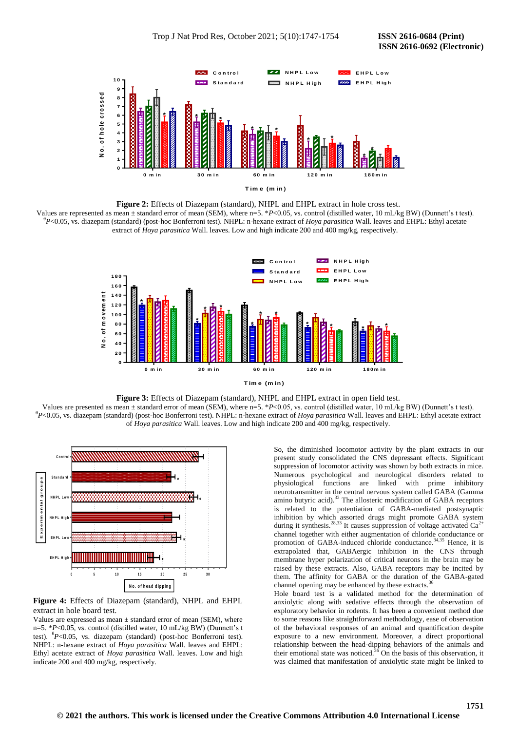**Figure 2:** Effects of Diazepam (standard), NHPL and EHPL extract in hole cross test.

Values are represented as mean ± standard error of mean (SEM), where n=5. \*$P$<0.05, vs. control (distilled water, 10 mL/kg BW) (Dunnett's t test). $^{\theta}P$<0.05, vs. diazepam (standard) (post-hoc Bonferroni test). NHPL: n-hexane extract of *Hoya parasitica* Wall. leaves and EHPL: Ethyl acetate extract of *Hoya parasitica* Wall. leaves. Low and high indicate 200 and 400 mg/kg, respectively.

**Figure 3:** Effects of Diazepam (standard), NHPL and EHPL extract in open field test.

Values are presented as mean ± standard error of mean (SEM), where n=5. \*$P$<0.05, vs. control (distilled water, 10 mL/kg BW) (Dunnett's t test). $^{\theta}P$<0.05, vs. diazepam (standard) (post-hoc Bonferroni test). NHPL: n-hexane extract of *Hoya parasitica* Wall. leaves and EHPL: Ethyl acetate extract of *Hoya parasitica* Wall. leaves. Low and high indicate 200 and 400 mg/kg, respectively.

**Figure 4:** Effects of Diazepam (standard), NHPL and EHPL extract in hole board test.

Values are expressed as mean ± standard error of mean (SEM), where n=5. \*$P$<0.05, vs. control (distilled water, 10 mL/kg BW) (Dunnett's t test). $^{\theta}P$<0.05, vs. diazepam (standard) (post-hoc Bonferroni test). NHPL: n-hexane extract of *Hoya parasitica* Wall. leaves and EHPL: Ethyl acetate extract of *Hoya parasitica* Wall. leaves. Low and high indicate 200 and 400 mg/kg, respectively.

So, the diminished locomotor activity by the plant extracts in our present study consolidated the CNS depressant effects. Significant suppression of locomotor activity was shown by both extracts in mice. Numerous psychological and neurological disorders related to physiological functions are linked with prime inhibitory neurotransmitter in the central nervous system called GABA (Gamma amino butyric acid).[32] The allosteric modification of GABA receptors is related to the potentiation of GABA-mediated postsynaptic inhibition by which assorted drugs might promote GABA system during it synthesis.[28,33] It causes suppression of voltage activated $Ca^{2+}$ channel together with either augmentation of chloride conductance or promotion of GABA-induced chloride conductance.[34,35] Hence, it is extrapolated that, GABAergic inhibition in the CNS through membrane hyper polarization of critical neurons in the brain may be raised by these extracts. Also, GABA receptors may be incited by them. The affinity for GABA or the duration of the GABA-gated channel opening may be enhanced by these extracts.[36]

Hole board test is a validated method for the determination of anxiolytic along with sedative effects through the observation of exploratory behavior in rodents. It has been a convenient method due to some reasons like straightforward methodology, ease of observation of the behavioral responses of an animal and quantification despite exposure to a new environment. Moreover, a direct proportional relationship between the head-dipping behaviors of the animals and their emotional state was noticed.[26] On the basis of this observation, it was claimed that manifestation of anxiolytic state might be linked to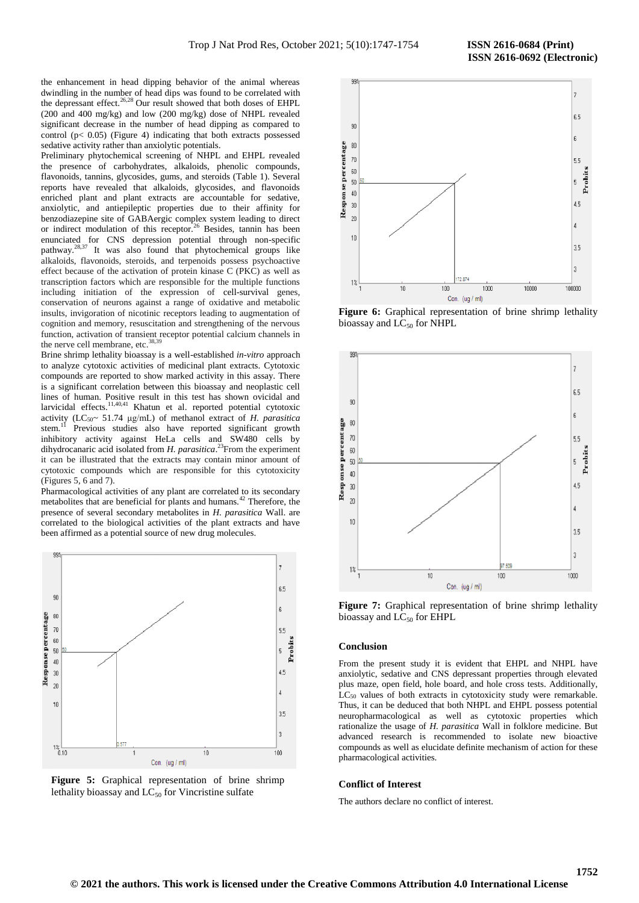the enhancement in head dipping behavior of the animal whereas dwindling in the number of head dips was found to be correlated with the depressant effect.[26,28] Our result showed that both doses of EHPL (200 and 400 mg/kg) and low (200 mg/kg) dose of NHPL revealed significant decrease in the number of head dipping as compared to control ($p < 0.05$) (Figure 4) indicating that both extracts possessed sedative activity rather than anxiolytic potentials.

Preliminary phytochemical screening of NHPL and EHPL revealed the presence of carbohydrates, alkaloids, phenolic compounds, flavonoids, tannins, glycosides, gums, and steroids (Table 1). Several reports have revealed that alkaloids, glycosides, and flavonoids enriched plant and plant extracts are accountable for sedative, anxiolytic, and antiepileptic properties due to their affinity for benzodiazepine site of GABAergic complex system leading to direct or indirect modulation of this receptor.[26] Besides, tannin has been enunciated for CNS depression potential through non-specific pathway.[28,37] It was also found that phytochemical groups like alkaloids, flavonoids, steroids, and terpenoids possess psychoactive effect because of the activation of protein kinase C (PKC) as well as transcription factors which are responsible for the multiple functions including initiation of the expression of cell-survival genes, conservation of neurons against a range of oxidative and metabolic insults, invigoration of nicotinic receptors leading to augmentation of cognition and memory, resuscitation and strengthening of the nervous function, activation of transient receptor potential calcium channels in the nerve cell membrane, etc.[38,39]

Brine shrimp lethality bioassay is a well-established *in-vitro* approach to analyze cytotoxic activities of medicinal plant extracts. Cytotoxic compounds are reported to show marked activity in this assay. There is a significant correlation between this bioassay and neoplastic cell lines of human. Positive result in this test has shown ovicidal and larvicidal effects.[11,40,41] Khatun et al. reported potential cytotoxic activity ($LC_{50}$~ 51.74 µg/mL) of methanol extract of *H. parasitica* stem.[11] Previous studies also have reported significant growth inhibitory activity against HeLa cells and SW480 cells by dihydrocanaric acid isolated from *H. parasitica*.[23] From the experiment it can be illustrated that the extracts may contain minor amount of cytotoxic compounds which are responsible for this cytotoxicity (Figures 5, 6 and 7).

Pharmacological activities of any plant are correlated to its secondary metabolites that are beneficial for plants and humans.[42] Therefore, the presence of several secondary metabolites in *H. parasitica* Wall. are correlated to the biological activities of the plant extracts and have been affirmed as a potential source of new drug molecules.

**Figure 5:** Graphical representation of brine shrimp lethality bioassay and $LC_{50}$ for Vincristine sulfate

**Figure 6:** Graphical representation of brine shrimp lethality bioassay and $LC_{50}$ for NHPL

**Figure 7:** Graphical representation of brine shrimp lethality bioassay and $LC_{50}$ for EHPL

## Conclusion

From the present study it is evident that EHPL and NHPL have anxiolytic, sedative and CNS depressant properties through elevated plus maze, open field, hole board, and hole cross tests. Additionally, $LC_{50}$ values of both extracts in cytotoxicity study were remarkable. Thus, it can be deduced that both NHPL and EHPL possess potential neuropharmacological as well as cytotoxic properties which rationalize the usage of *H. parasitica* Wall in folklore medicine. But advanced research is recommended to isolate new bioactive compounds as well as elucidate definite mechanism of action for these pharmacological activities.

## Conflict of Interest

The authors declare no conflict of interest.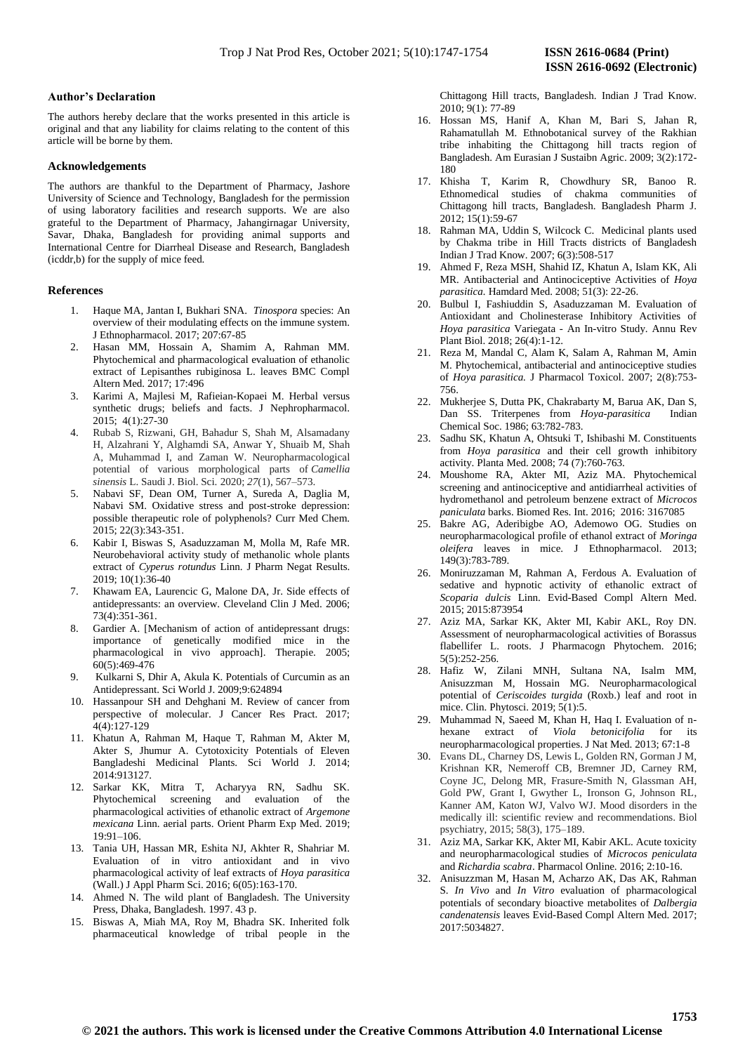## Author's Declaration

The authors hereby declare that the works presented in this article is original and that any liability for claims relating to the content of this article will be borne by them.

## Acknowledgements

The authors are thankful to the Department of Pharmacy, Jashore University of Science and Technology, Bangladesh for the permission of using laboratory facilities and research supports. We are also grateful to the Department of Pharmacy, Jahangirnagar University, Savar, Dhaka, Bangladesh for providing animal supports and International Centre for Diarrheal Disease and Research, Bangladesh (icddr,b) for the supply of mice feed.

## References

1. Haque MA, Jantan I, Bukhari SNA. *Tinospora* species: An overview of their modulating effects on the immune system. J Ethnopharmacol. 2017; 207:67-85
2. Hasan MM, Hossain A, Shamim A, Rahman MM. Phytochemical and pharmacological evaluation of ethanolic extract of Lepisanthes rubiginosa L. leaves BMC Compl Altern Med. 2017; 17:496
3. Karimi A, Majlesi M, Rafieian-Kopaei M. Herbal versus synthetic drugs; beliefs and facts. J Nephropharmacol. 2015; 4(1):27-30
4. Rubab S, Rizwani, GH, Bahadur S, Shah M, Alsamadany H, Alzahrani Y, Alghamdi SA, Anwar Y, Shuaib M, Shah A, Muhammad I, and Zaman W. Neuropharmacological potential of various morphological parts of *Camellia sinensis* L. Saudi J. Biol. Sci. 2020; *27*(1), 567–573.
5. Nabavi SF, Dean OM, Turner A, Sureda A, Daglia M, Nabavi SM. Oxidative stress and post-stroke depression: possible therapeutic role of polyphenols? Curr Med Chem. 2015; 22(3):343-351.
6. Kabir I, Biswas S, Asaduzzaman M, Molla M, Rafe MR. Neurobehavioral activity study of methanolic whole plants extract of *Cyperus rotundus* Linn. J Pharm Negat Results. 2019; 10(1):36-40
7. Khawam EA, Laurencic G, Malone DA, Jr. Side effects of antidepressants: an overview. Cleveland Clin J Med. 2006; 73(4):351-361.
8. Gardier A. [Mechanism of action of antidepressant drugs: importance of genetically modified mice in the pharmacological in vivo approach]. Therapie. 2005; 60(5):469-476
9. Kulkarni S, Dhir A, Akula K. Potentials of Curcumin as an Antidepressant. Sci World J. 2009;9:624894
10. Hassanpour SH and Dehghani M. Review of cancer from perspective of molecular. J Cancer Res Pract. 2017; 4(4):127-129
11. Khatun A, Rahman M, Haque T, Rahman M, Akter M, Akter S, Jhumur A. Cytotoxicity Potentials of Eleven Bangladeshi Medicinal Plants. Sci World J. 2014; 2014:913127.
12. Sarkar KK, Mitra T, Acharyya RN, Sadhu SK. Phytochemical screening and evaluation of the pharmacological activities of ethanolic extract of *Argemone mexicana* Linn. aerial parts. Orient Pharm Exp Med. 2019; 19:91–106.
13. Tania UH, Hassan MR, Eshita NJ, Akhter R, Shahriar M. Evaluation of in vitro antioxidant and in vivo pharmacological activity of leaf extracts of *Hoya parasitica* (Wall.) J Appl Pharm Sci. 2016; 6(05):163-170.
14. Ahmed N. The wild plant of Bangladesh. The University Press, Dhaka, Bangladesh. 1997. 43 p.
15. Biswas A, Miah MA, Roy M, Bhadra SK. Inherited folk pharmaceutical knowledge of tribal people in the Chittagong Hill tracts, Bangladesh. Indian J Trad Know. 2010; 9(1): 77-89
16. Hossan MS, Hanif A, Khan M, Bari S, Jahan R, Rahamatullah M. Ethnobotanical survey of the Rakhian tribe inhabiting the Chittagong hill tracts region of Bangladesh. Am Eurasian J Sustaibn Agric. 2009; 3(2):172-180
17. Khisha T, Karim R, Chowdhury SR, Banoo R. Ethnomedical studies of chakma communities of Chittagong hill tracts, Bangladesh. Bangladesh Pharm J. 2012; 15(1):59-67
18. Rahman MA, Uddin S, Wilcock C. Medicinal plants used by Chakma tribe in Hill Tracts districts of Bangladesh Indian J Trad Know. 2007; 6(3):508-517
19. Ahmed F, Reza MSH, Shahid IZ, Khatun A, Islam KK, Ali MR. Antibacterial and Antinociceptive Activities of *Hoya parasitica.* Hamdard Med. 2008; 51(3): 22-26.
20. Bulbul I, Fashiuddin S, Asaduzzaman M. Evaluation of Antioxidant and Cholinesterase Inhibitory Activities of *Hoya parasitica* Variegata - An In-vitro Study. Annu Rev Plant Biol. 2018; 26(4):1-12.
21. Reza M, Mandal C, Alam K, Salam A, Rahman M, Amin M. Phytochemical, antibacterial and antinociceptive studies of *Hoya parasitica.* J Pharmacol Toxicol. 2007; 2(8):753-756.
22. Mukherjee S, Dutta PK, Chakrabarty M, Barua AK, Dan S, Dan SS. Triterpenes from *Hoya-parasitica* Indian Chemical Soc. 1986; 63:782-783.
23. Sadhu SK, Khatun A, Ohtsuki T, Ishibashi M. Constituents from *Hoya parasitica* and their cell growth inhibitory activity. Planta Med. 2008; 74 (7):760-763.
24. Moushome RA, Akter MI, Aziz MA. Phytochemical screening and antinociceptive and antidiarrheal activities of hydromethanol and petroleum benzene extract of *Microcos paniculata* barks. Biomed Res. Int. 2016; 2016: 3167085
25. Bakre AG, Aderibigbe AO, Ademowo OG. Studies on neuropharmacological profile of ethanol extract of *Moringa oleifera* leaves in mice. J Ethnopharmacol. 2013; 149(3):783-789.
26. Moniruzzaman M, Rahman A, Ferdous A. Evaluation of sedative and hypnotic activity of ethanolic extract of *Scoparia dulcis* Linn. Evid-Based Compl Altern Med. 2015; 2015:873954
27. Aziz MA, Sarkar KK, Akter MI, Kabir AKL, Roy DN. Assessment of neuropharmacological activities of Borassus flabellifer L. roots. J Pharmacogn Phytochem. 2016; 5(5):252-256.
28. Hafiz W, Zilani MNH, Sultana NA, Isalm MM, Anisuzzman M, Hossain MG. Neuropharmacological potential of *Ceriscoides turgida* (Roxb.) leaf and root in mice. Clin. Phytosci. 2019; 5(1):5.
29. Muhammad N, Saeed M, Khan H, Haq I. Evaluation of n-hexane extract of *Viola betonicifolia* for its neuropharmacological properties. J Nat Med. 2013; 67:1-8
30. Evans DL, Charney DS, Lewis L, Golden RN, Gorman J M, Krishnan KR, Nemeroff CB, Bremner JD, Carney RM, Coyne JC, Delong MR, Frasure-Smith N, Glassman AH, Gold PW, Grant I, Gwyther L, Ironson G, Johnson RL, Kanner AM, Katon WJ, Valvo WJ. Mood disorders in the medically ill: scientific review and recommendations. Biol psychiatry, 2015; 58(3), 175–189.
31. Aziz MA, Sarkar KK, Akter MI, Kabir AKL. Acute toxicity and neuropharmacological studies of *Microcos peniculata* and *Richardia scabra*. Pharmacol Online. 2016; 2:10-16.
32. Anisuzzman M, Hasan M, Acharzo AK, Das AK, Rahman S. *In Vivo* and *In Vitro* evaluation of pharmacological potentials of secondary bioactive metabolites of *Dalbergia candenatensis* leaves Evid-Based Compl Altern Med. 2017; 2017:5034827.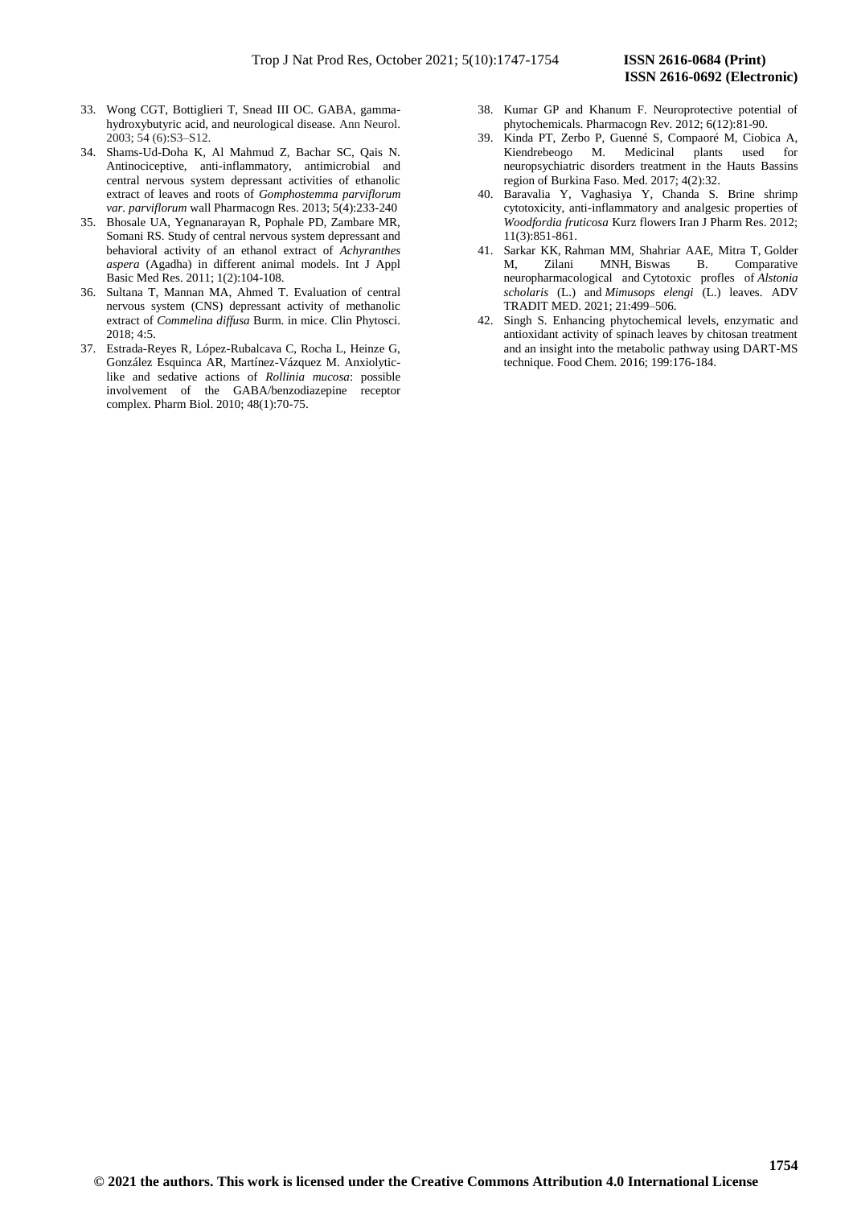33. Wong CGT, Bottiglieri T, Snead III OC. GABA, gamma-hydroxybutyric acid, and neurological disease. Ann Neurol. 2003; 54 (6):S3–S12.
34. Shams-Ud-Doha K, Al Mahmud Z, Bachar SC, Qais N. Antinociceptive, anti-inflammatory, antimicrobial and central nervous system depressant activities of ethanolic extract of leaves and roots of *Gomphostemma parviflorum var. parviflorum* wall Pharmacogn Res. 2013; 5(4):233-240
35. Bhosale UA, Yegnanarayan R, Pophale PD, Zambare MR, Somani RS. Study of central nervous system depressant and behavioral activity of an ethanol extract of *Achyranthes aspera* (Agadha) in different animal models. Int J Appl Basic Med Res. 2011; 1(2):104-108.
36. Sultana T, Mannan MA, Ahmed T. Evaluation of central nervous system (CNS) depressant activity of methanolic extract of *Commelina diffusa* Burm. in mice. Clin Phytosci. 2018; 4:5.
37. Estrada-Reyes R, López-Rubalcava C, Rocha L, Heinze G, González Esquinca AR, Martínez-Vázquez M. Anxiolytic-like and sedative actions of *Rollinia mucosa*: possible involvement of the GABA/benzodiazepine receptor complex. Pharm Biol. 2010; 48(1):70-75.
38. Kumar GP and Khanum F. Neuroprotective potential of phytochemicals. Pharmacogn Rev. 2012; 6(12):81-90.
39. Kinda PT, Zerbo P, Guenné S, Compaoré M, Ciobica A, Kiendrebeogo M. Medicinal plants used for neuropsychiatric disorders treatment in the Hauts Bassins region of Burkina Faso. Med. 2017; 4(2):32.
40. Baravalia Y, Vaghasiya Y, Chanda S. Brine shrimp cytotoxicity, anti-inflammatory and analgesic properties of *Woodfordia fruticosa* Kurz flowers Iran J Pharm Res. 2012; 11(3):851-861.
41. Sarkar KK, Rahman MM, Shahriar AAE, Mitra T, Golder M, Zilani MNH, Biswas B. Comparative neuropharmacological and Cytotoxic profles of *Alstonia scholaris* (L.) and *Mimusops elengi* (L.) leaves. ADV TRADIT MED. 2021; 21:499–506.
42. Singh S. Enhancing phytochemical levels, enzymatic and antioxidant activity of spinach leaves by chitosan treatment and an insight into the metabolic pathway using DART-MS technique. Food Chem. 2016; 199:176-184.

**© 2021 the authors. This work is licensed under the Creative Commons Attribution 4.0 International License**